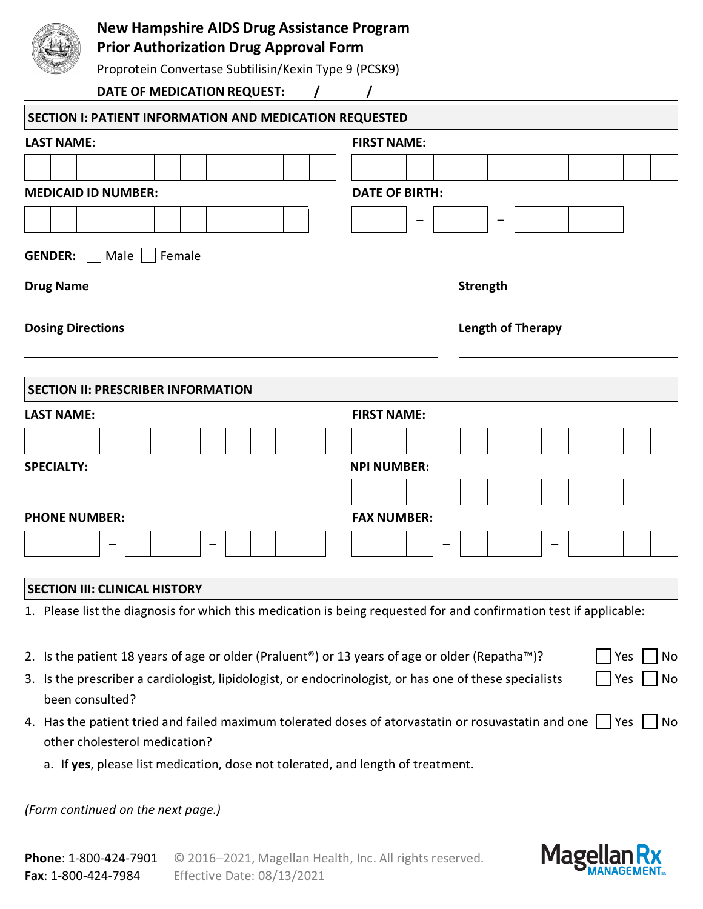# New Hampshire AIDS Drug Assistance Program
## Prior Authorization Drug Approval Form

Proprotein Convertase Subtilisin/Kexin Type 9 (PCSK9)

**DATE OF MEDICATION REQUEST:** / /

### SECTION I: PATIENT INFORMATION AND MEDICATION REQUESTED

**LAST NAME:**

**FIRST NAME:**

**MEDICAID ID NUMBER:**

**DATE OF BIRTH:** – –

**GENDER:** ☐ Male ☐ Female

**Drug Name**

**Strength**

**Dosing Directions**

**Length of Therapy**

### SECTION II: PRESCRIBER INFORMATION

**LAST NAME:**

**FIRST NAME:**

**SPECIALTY:**

**NPI NUMBER:**

**PHONE NUMBER:** – –

**FAX NUMBER:** – –

### SECTION III: CLINICAL HISTORY

1. Please list the diagnosis for which this medication is being requested for and confirmation test if applicable:
2. Is the patient 18 years of age or older (Praluent®) or 13 years of age or older (Repatha™)? ☐ Yes ☐ No
3. Is the prescriber a cardiologist, lipidologist, or endocrinologist, or has one of these specialists been consulted? ☐ Yes ☐ No
4. Has the patient tried and failed maximum tolerated doses of atorvastatin or rosuvastatin and one other cholesterol medication? ☐ Yes ☐ No
   a. If **yes**, please list medication, dose not tolerated, and length of treatment.

*(Form continued on the next page.)*

**Phone**: 1-800-424-7901 © 2016–2021, Magellan Health, Inc. All rights reserved.
**Fax**: 1-800-424-7984 Effective Date: 08/13/2021

Magellan Rx MANAGEMENT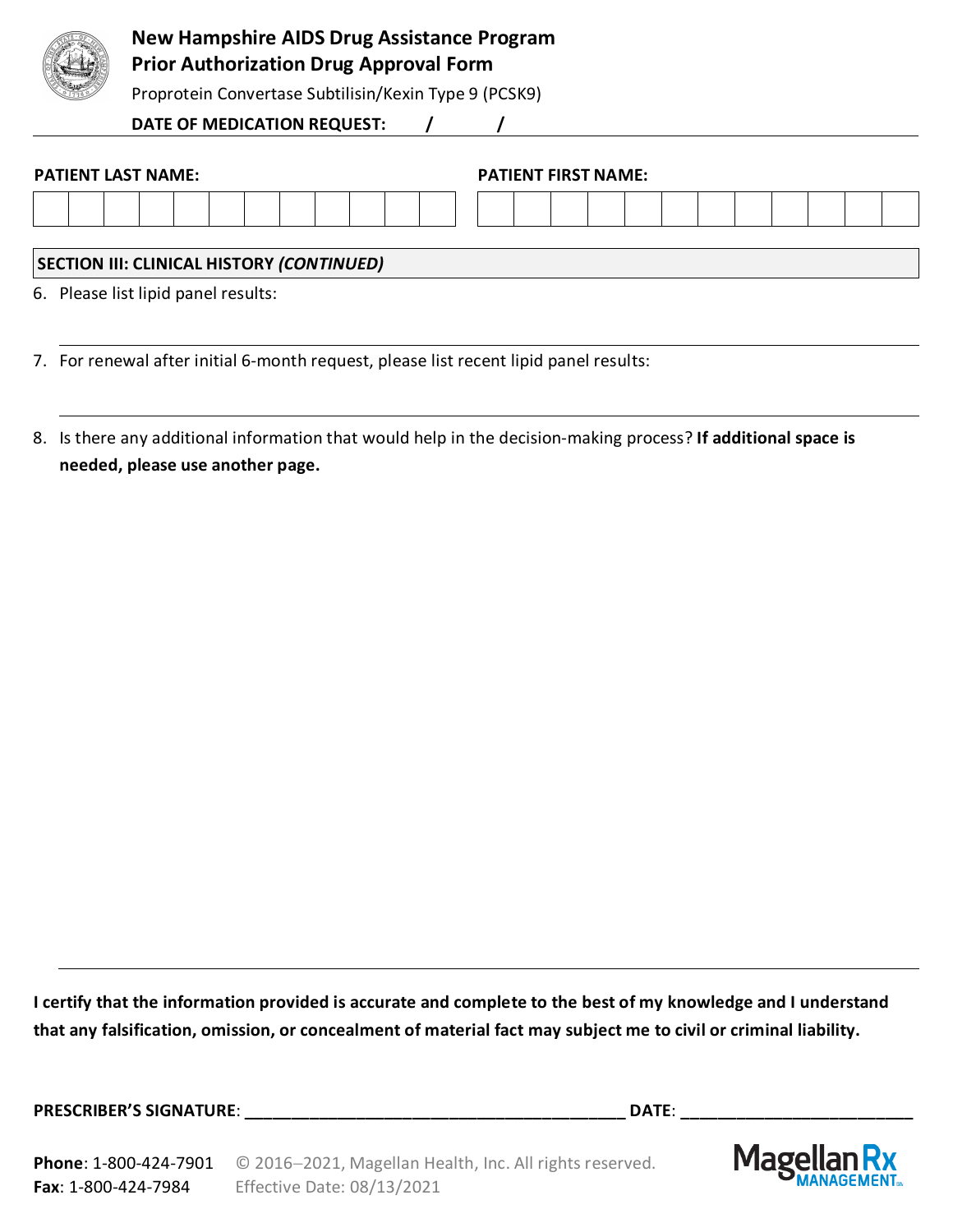# New Hampshire AIDS Drug Assistance Program
## Prior Authorization Drug Approval Form

Proprotein Convertase Subtilisin/Kexin Type 9 (PCSK9)

**DATE OF MEDICATION REQUEST:** / /

**PATIENT LAST NAME:**

| | | | | | | | | | | | |
|---|---|---|---|---|---|---|---|---|---|---|---|
| | | | | | | | | | | | |

**PATIENT FIRST NAME:**

| | | | | | | | | | | | |
|---|---|---|---|---|---|---|---|---|---|---|---|
| | | | | | | | | | | | |

**SECTION III: CLINICAL HISTORY *(CONTINUED)***

6. Please list lipid panel results:

7. For renewal after initial 6-month request, please list recent lipid panel results:

8. Is there any additional information that would help in the decision-making process? **If additional space is needed, please use another page.**

**I certify that the information provided is accurate and complete to the best of my knowledge and I understand that any falsification, omission, or concealment of material fact may subject me to civil or criminal liability.**

**PRESCRIBER'S SIGNATURE**: ________________________________________ **DATE**: ________________________

**Phone**: 1-800-424-7901
**Fax**: 1-800-424-7984

© 2016–2021, Magellan Health, Inc. All rights reserved.
Effective Date: 08/13/2021

Magellan Rx MANAGEMENT